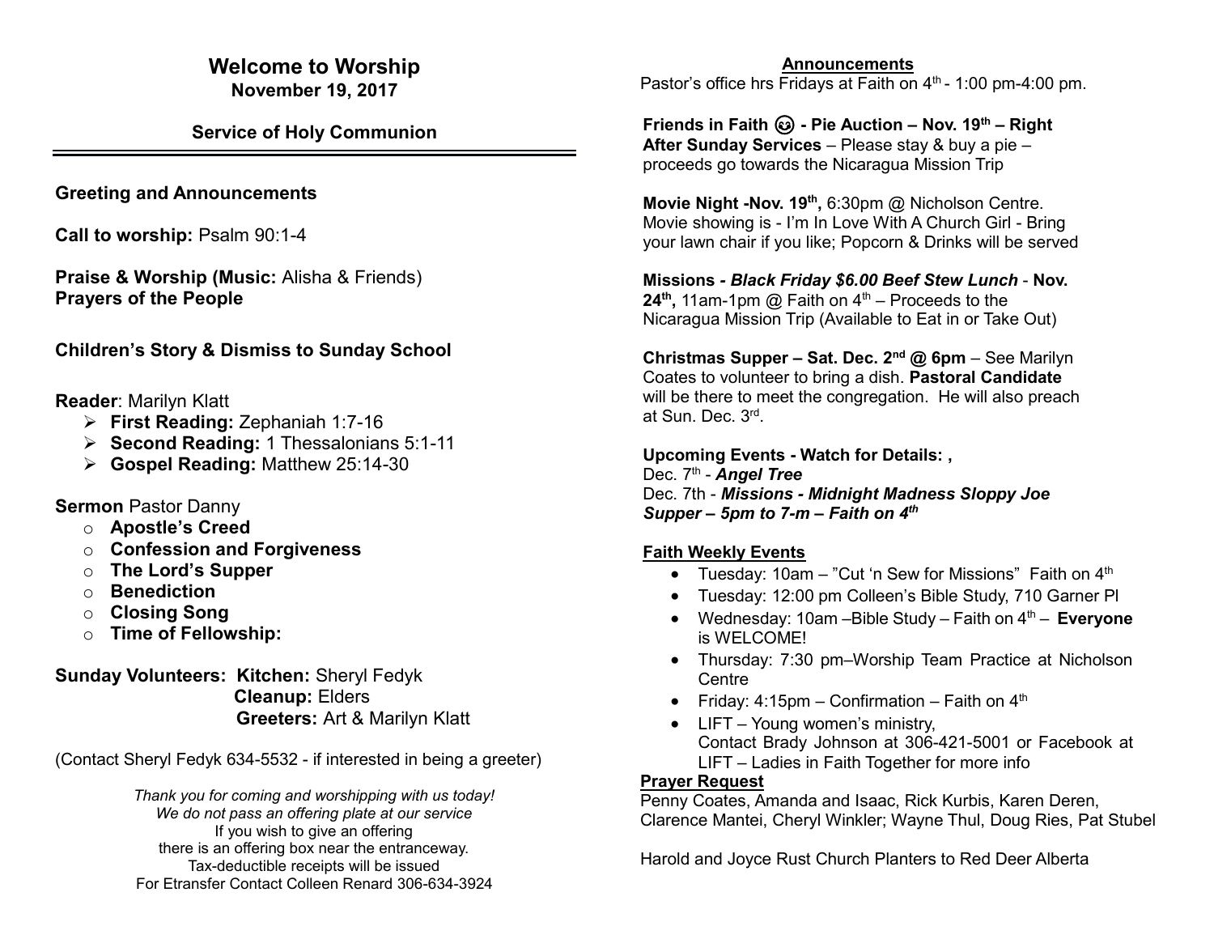# Welcome to Worship

**November 19, 2017**

## Service of Holy Communion

---

**Greeting and Announcements**

**Call to worship:** Psalm 90:1-4

**Praise & Worship (Music:** Alisha & Friends)
**Prayers of the People**

**Children's Story & Dismiss to Sunday School**

**Reader**: Marilyn Klatt

- **First Reading:** Zephaniah 1:7-16
- **Second Reading:** 1 Thessalonians 5:1-11
- **Gospel Reading:** Matthew 25:14-30

**Sermon** Pastor Danny

- **Apostle's Creed**
- **Confession and Forgiveness**
- **The Lord's Supper**
- **Benediction**
- **Closing Song**
- **Time of Fellowship:**

**Sunday Volunteers:** **Kitchen:** Sheryl Fedyk
**Cleanup:** Elders
**Greeters:** Art & Marilyn Klatt

(Contact Sheryl Fedyk 634-5532 - if interested in being a greeter)

*Thank you for coming and worshipping with us today!*
*We do not pass an offering plate at our service*
If you wish to give an offering
there is an offering box near the entranceway.
Tax-deductible receipts will be issued
For Etransfer Contact Colleen Renard 306-634-3924

## Announcements

Pastor's office hrs Fridays at Faith on 4th - 1:00 pm-4:00 pm.

**Friends in Faith 😊 - Pie Auction – Nov. 19th – Right After Sunday Services** – Please stay & buy a pie – proceeds go towards the Nicaragua Mission Trip

**Movie Night -Nov. 19th,** 6:30pm @ Nicholson Centre. Movie showing is - I'm In Love With A Church Girl - Bring your lawn chair if you like; Popcorn & Drinks will be served

**Missions** - ***Black Friday $6.00 Beef Stew Lunch*** - **Nov. 24th,** 11am-1pm @ Faith on 4th – Proceeds to the Nicaragua Mission Trip (Available to Eat in or Take Out)

**Christmas Supper – Sat. Dec. 2nd @ 6pm** – See Marilyn Coates to volunteer to bring a dish. **Pastoral Candidate** will be there to meet the congregation. He will also preach at Sun. Dec. 3rd.

**Upcoming Events - Watch for Details: ,**
Dec. 7th - ***Angel Tree***
Dec. 7th - ***Missions - Midnight Madness Sloppy Joe Supper – 5pm to 7-m – Faith on 4th***

**Faith Weekly Events**

- Tuesday: 10am – "Cut 'n Sew for Missions" Faith on 4th
- Tuesday: 12:00 pm Colleen's Bible Study, 710 Garner Pl
- Wednesday: 10am –Bible Study – Faith on 4th – **Everyone** is WELCOME!
- Thursday: 7:30 pm–Worship Team Practice at Nicholson Centre
- Friday: 4:15pm – Confirmation – Faith on 4th
- LIFT – Young women's ministry, Contact Brady Johnson at 306-421-5001 or Facebook at LIFT – Ladies in Faith Together for more info

**Prayer Request**

Penny Coates, Amanda and Isaac, Rick Kurbis, Karen Deren, Clarence Mantei, Cheryl Winkler; Wayne Thul, Doug Ries, Pat Stubel

Harold and Joyce Rust Church Planters to Red Deer Alberta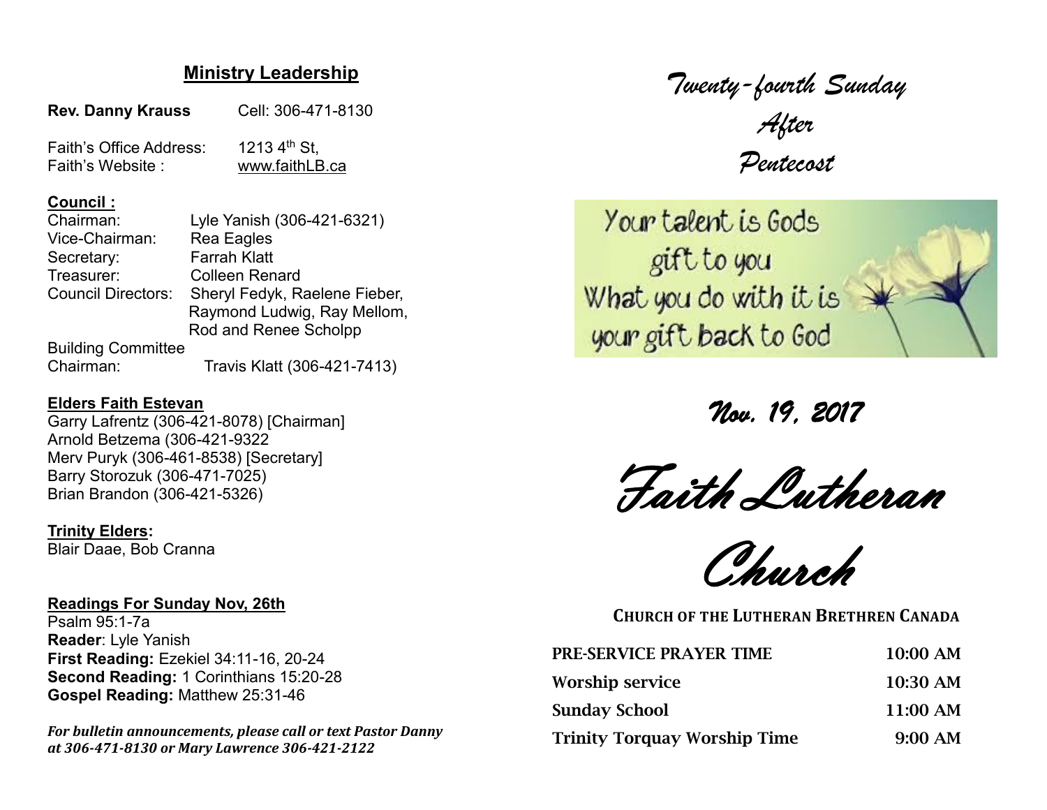## Ministry Leadership

**Rev. Danny Krauss** Cell: 306-471-8130

Faith's Office Address: 1213 4th St,
Faith's Website : www.faithLB.ca

**Council :**

| | |
|---|---|
| Chairman: | Lyle Yanish (306-421-6321) |
| Vice-Chairman: | Rea Eagles |
| Secretary: | Farrah Klatt |
| Treasurer: | Colleen Renard |
| Council Directors: | Sheryl Fedyk, Raelene Fieber, Raymond Ludwig, Ray Mellom, Rod and Renee Scholpp |
| Building Committee Chairman: | Travis Klatt (306-421-7413) |

**Elders Faith Estevan**

Garry Lafrentz (306-421-8078) [Chairman]
Arnold Betzema (306-421-9322
Merv Puryk (306-461-8538) [Secretary]
Barry Storozuk (306-471-7025)
Brian Brandon (306-421-5326)

**Trinity Elders:**

Blair Daae, Bob Cranna

**Readings For Sunday Nov, 26th**

Psalm 95:1-7a
**Reader**: Lyle Yanish
**First Reading:** Ezekiel 34:11-16, 20-24
**Second Reading:** 1 Corinthians 15:20-28
**Gospel Reading:** Matthew 25:31-46

***For bulletin announcements, please call or text Pastor Danny at 306-471-8130 or Mary Lawrence 306-421-2122***

# *Twenty-fourth Sunday After Pentecost*

Your talent is Gods gift to you
What you do with it is your gift back to God

*Nov. 19, 2017*

# *Faith Lutheran Church*

**CHURCH OF THE LUTHERAN BRETHREN CANADA**

| | |
|---|---|
| PRE-SERVICE PRAYER TIME | 10:00 AM |
| Worship service | 10:30 AM |
| Sunday School | 11:00 AM |
| Trinity Torquay Worship Time | 9:00 AM |